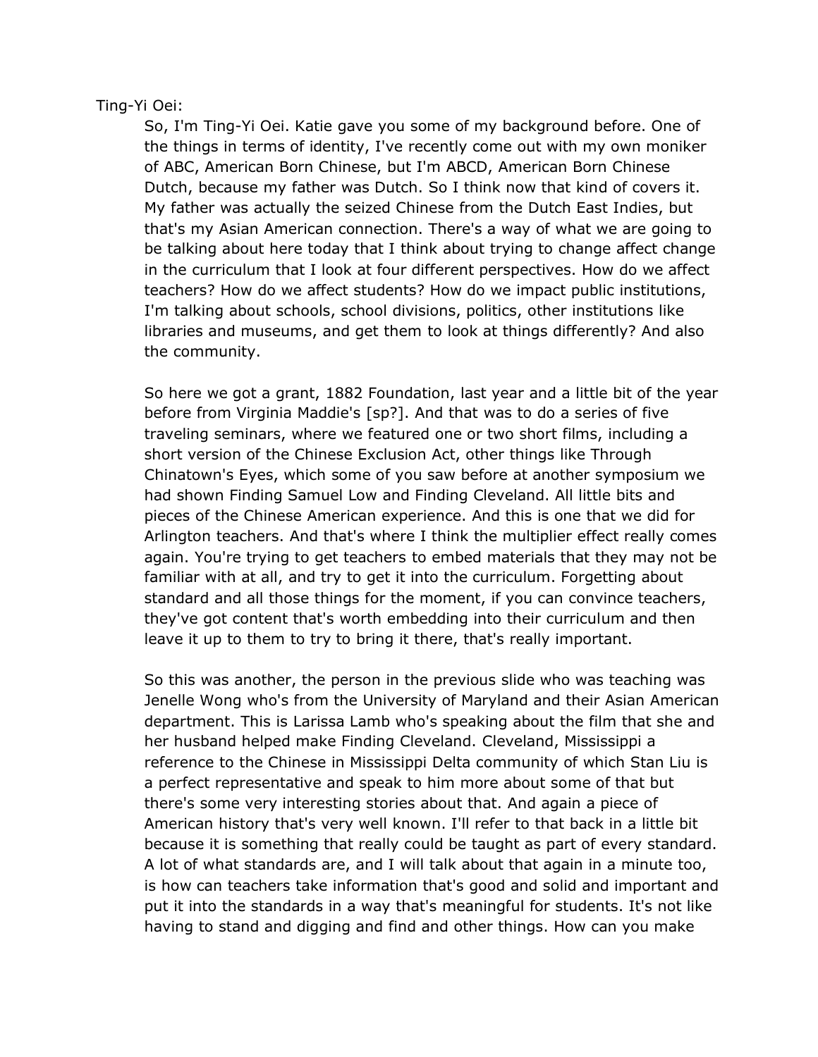Ting-Yi Oei:

So, I'm Ting-Yi Oei. Katie gave you some of my background before. One of the things in terms of identity, I've recently come out with my own moniker of ABC, American Born Chinese, but I'm ABCD, American Born Chinese Dutch, because my father was Dutch. So I think now that kind of covers it. My father was actually the seized Chinese from the Dutch East Indies, but that's my Asian American connection. There's a way of what we are going to be talking about here today that I think about trying to change affect change in the curriculum that I look at four different perspectives. How do we affect teachers? How do we affect students? How do we impact public institutions, I'm talking about schools, school divisions, politics, other institutions like libraries and museums, and get them to look at things differently? And also the community.

So here we got a grant, 1882 Foundation, last year and a little bit of the year before from Virginia Maddie's [sp?]. And that was to do a series of five traveling seminars, where we featured one or two short films, including a short version of the Chinese Exclusion Act, other things like Through Chinatown's Eyes, which some of you saw before at another symposium we had shown Finding Samuel Low and Finding Cleveland. All little bits and pieces of the Chinese American experience. And this is one that we did for Arlington teachers. And that's where I think the multiplier effect really comes again. You're trying to get teachers to embed materials that they may not be familiar with at all, and try to get it into the curriculum. Forgetting about standard and all those things for the moment, if you can convince teachers, they've got content that's worth embedding into their curriculum and then leave it up to them to try to bring it there, that's really important.

So this was another, the person in the previous slide who was teaching was Jenelle Wong who's from the University of Maryland and their Asian American department. This is Larissa Lamb who's speaking about the film that she and her husband helped make Finding Cleveland. Cleveland, Mississippi a reference to the Chinese in Mississippi Delta community of which Stan Liu is a perfect representative and speak to him more about some of that but there's some very interesting stories about that. And again a piece of American history that's very well known. I'll refer to that back in a little bit because it is something that really could be taught as part of every standard. A lot of what standards are, and I will talk about that again in a minute too, is how can teachers take information that's good and solid and important and put it into the standards in a way that's meaningful for students. It's not like having to stand and digging and find and other things. How can you make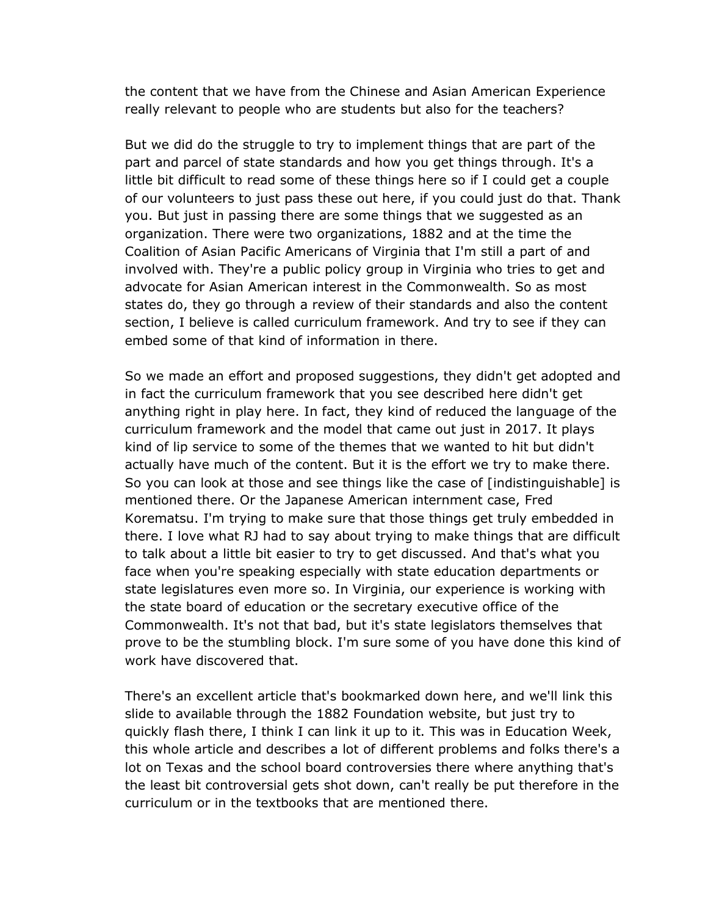the content that we have from the Chinese and Asian American Experience really relevant to people who are students but also for the teachers?

But we did do the struggle to try to implement things that are part of the part and parcel of state standards and how you get things through. It's a little bit difficult to read some of these things here so if I could get a couple of our volunteers to just pass these out here, if you could just do that. Thank you. But just in passing there are some things that we suggested as an organization. There were two organizations, 1882 and at the time the Coalition of Asian Pacific Americans of Virginia that I'm still a part of and involved with. They're a public policy group in Virginia who tries to get and advocate for Asian American interest in the Commonwealth. So as most states do, they go through a review of their standards and also the content section, I believe is called curriculum framework. And try to see if they can embed some of that kind of information in there.

So we made an effort and proposed suggestions, they didn't get adopted and in fact the curriculum framework that you see described here didn't get anything right in play here. In fact, they kind of reduced the language of the curriculum framework and the model that came out just in 2017. It plays kind of lip service to some of the themes that we wanted to hit but didn't actually have much of the content. But it is the effort we try to make there. So you can look at those and see things like the case of [indistinguishable] is mentioned there. Or the Japanese American internment case, Fred Korematsu. I'm trying to make sure that those things get truly embedded in there. I love what RJ had to say about trying to make things that are difficult to talk about a little bit easier to try to get discussed. And that's what you face when you're speaking especially with state education departments or state legislatures even more so. In Virginia, our experience is working with the state board of education or the secretary executive office of the Commonwealth. It's not that bad, but it's state legislators themselves that prove to be the stumbling block. I'm sure some of you have done this kind of work have discovered that.

There's an excellent article that's bookmarked down here, and we'll link this slide to available through the 1882 Foundation website, but just try to quickly flash there, I think I can link it up to it. This was in Education Week, this whole article and describes a lot of different problems and folks there's a lot on Texas and the school board controversies there where anything that's the least bit controversial gets shot down, can't really be put therefore in the curriculum or in the textbooks that are mentioned there.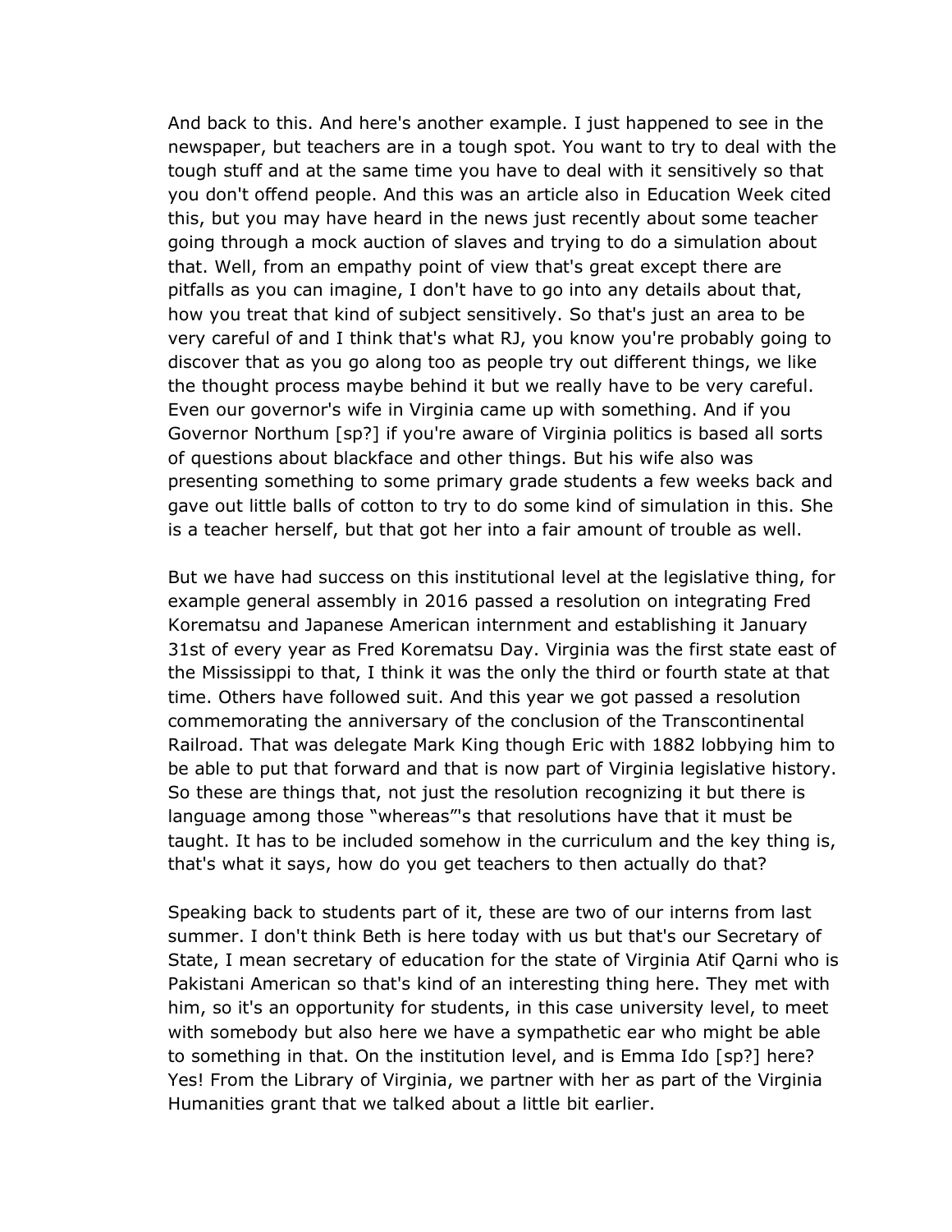And back to this. And here's another example. I just happened to see in the newspaper, but teachers are in a tough spot. You want to try to deal with the tough stuff and at the same time you have to deal with it sensitively so that you don't offend people. And this was an article also in Education Week cited this, but you may have heard in the news just recently about some teacher going through a mock auction of slaves and trying to do a simulation about that. Well, from an empathy point of view that's great except there are pitfalls as you can imagine, I don't have to go into any details about that, how you treat that kind of subject sensitively. So that's just an area to be very careful of and I think that's what RJ, you know you're probably going to discover that as you go along too as people try out different things, we like the thought process maybe behind it but we really have to be very careful. Even our governor's wife in Virginia came up with something. And if you Governor Northum [sp?] if you're aware of Virginia politics is based all sorts of questions about blackface and other things. But his wife also was presenting something to some primary grade students a few weeks back and gave out little balls of cotton to try to do some kind of simulation in this. She is a teacher herself, but that got her into a fair amount of trouble as well.

But we have had success on this institutional level at the legislative thing, for example general assembly in 2016 passed a resolution on integrating Fred Korematsu and Japanese American internment and establishing it January 31st of every year as Fred Korematsu Day. Virginia was the first state east of the Mississippi to that, I think it was the only the third or fourth state at that time. Others have followed suit. And this year we got passed a resolution commemorating the anniversary of the conclusion of the Transcontinental Railroad. That was delegate Mark King though Eric with 1882 lobbying him to be able to put that forward and that is now part of Virginia legislative history. So these are things that, not just the resolution recognizing it but there is language among those "whereas"'s that resolutions have that it must be taught. It has to be included somehow in the curriculum and the key thing is, that's what it says, how do you get teachers to then actually do that?

Speaking back to students part of it, these are two of our interns from last summer. I don't think Beth is here today with us but that's our Secretary of State, I mean secretary of education for the state of Virginia Atif Qarni who is Pakistani American so that's kind of an interesting thing here. They met with him, so it's an opportunity for students, in this case university level, to meet with somebody but also here we have a sympathetic ear who might be able to something in that. On the institution level, and is Emma Ido [sp?] here? Yes! From the Library of Virginia, we partner with her as part of the Virginia Humanities grant that we talked about a little bit earlier.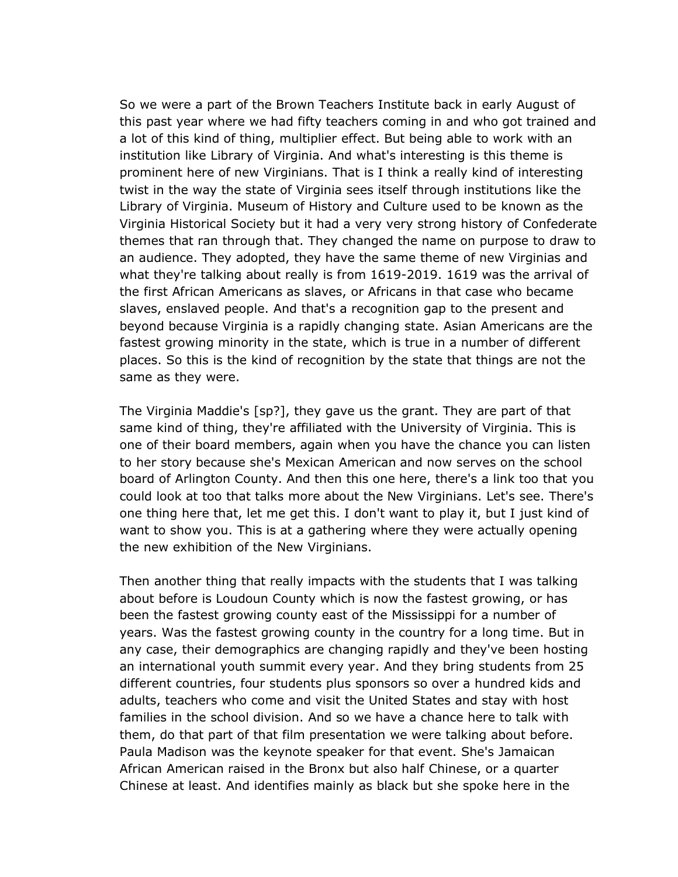So we were a part of the Brown Teachers Institute back in early August of this past year where we had fifty teachers coming in and who got trained and a lot of this kind of thing, multiplier effect. But being able to work with an institution like Library of Virginia. And what's interesting is this theme is prominent here of new Virginians. That is I think a really kind of interesting twist in the way the state of Virginia sees itself through institutions like the Library of Virginia. Museum of History and Culture used to be known as the Virginia Historical Society but it had a very very strong history of Confederate themes that ran through that. They changed the name on purpose to draw to an audience. They adopted, they have the same theme of new Virginias and what they're talking about really is from 1619-2019. 1619 was the arrival of the first African Americans as slaves, or Africans in that case who became slaves, enslaved people. And that's a recognition gap to the present and beyond because Virginia is a rapidly changing state. Asian Americans are the fastest growing minority in the state, which is true in a number of different places. So this is the kind of recognition by the state that things are not the same as they were.

The Virginia Maddie's [sp?], they gave us the grant. They are part of that same kind of thing, they're affiliated with the University of Virginia. This is one of their board members, again when you have the chance you can listen to her story because she's Mexican American and now serves on the school board of Arlington County. And then this one here, there's a link too that you could look at too that talks more about the New Virginians. Let's see. There's one thing here that, let me get this. I don't want to play it, but I just kind of want to show you. This is at a gathering where they were actually opening the new exhibition of the New Virginians.

Then another thing that really impacts with the students that I was talking about before is Loudoun County which is now the fastest growing, or has been the fastest growing county east of the Mississippi for a number of years. Was the fastest growing county in the country for a long time. But in any case, their demographics are changing rapidly and they've been hosting an international youth summit every year. And they bring students from 25 different countries, four students plus sponsors so over a hundred kids and adults, teachers who come and visit the United States and stay with host families in the school division. And so we have a chance here to talk with them, do that part of that film presentation we were talking about before. Paula Madison was the keynote speaker for that event. She's Jamaican African American raised in the Bronx but also half Chinese, or a quarter Chinese at least. And identifies mainly as black but she spoke here in the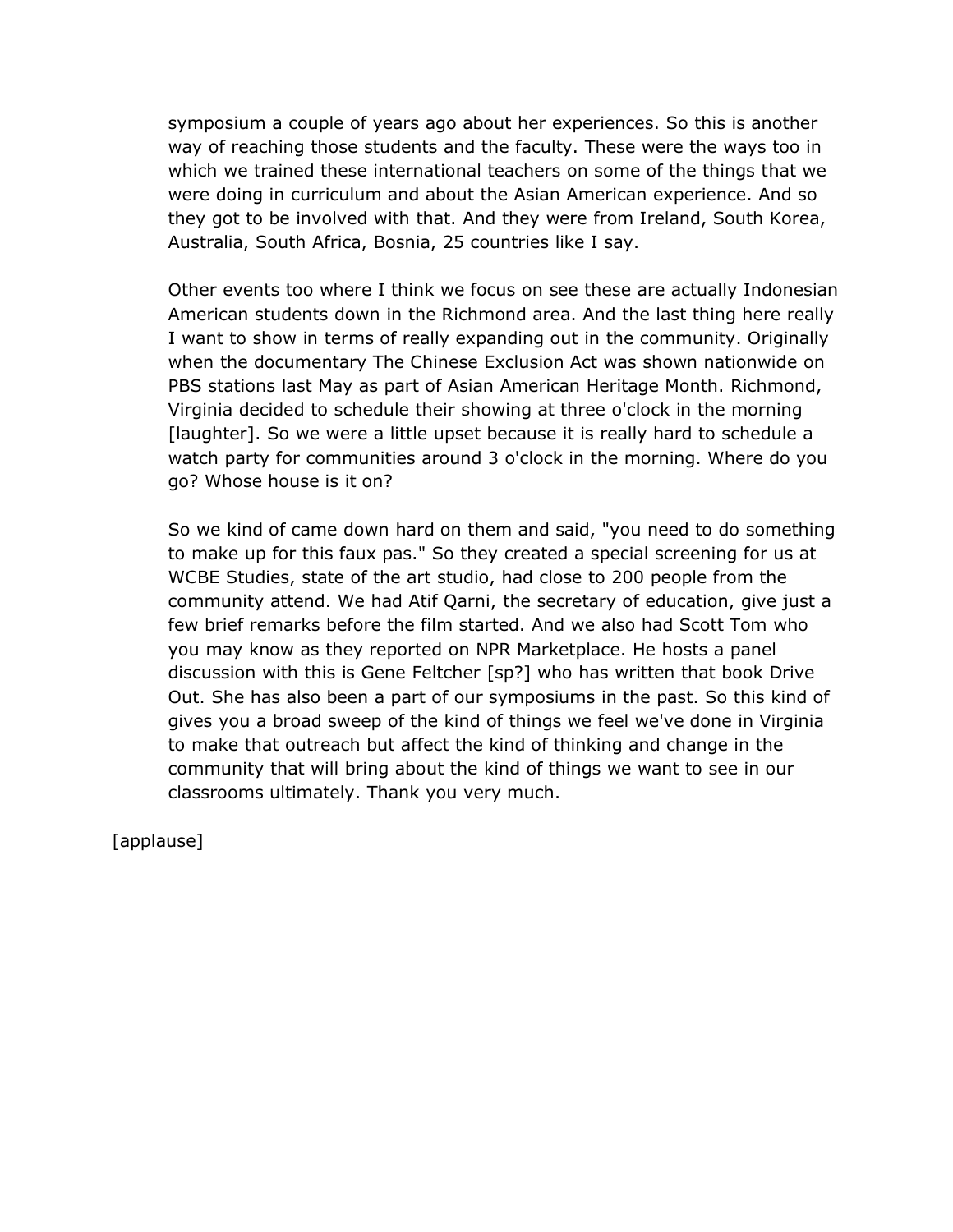symposium a couple of years ago about her experiences. So this is another way of reaching those students and the faculty. These were the ways too in which we trained these international teachers on some of the things that we were doing in curriculum and about the Asian American experience. And so they got to be involved with that. And they were from Ireland, South Korea, Australia, South Africa, Bosnia, 25 countries like I say.

Other events too where I think we focus on see these are actually Indonesian American students down in the Richmond area. And the last thing here really I want to show in terms of really expanding out in the community. Originally when the documentary The Chinese Exclusion Act was shown nationwide on PBS stations last May as part of Asian American Heritage Month. Richmond, Virginia decided to schedule their showing at three o'clock in the morning [laughter]. So we were a little upset because it is really hard to schedule a watch party for communities around 3 o'clock in the morning. Where do you go? Whose house is it on?

So we kind of came down hard on them and said, "you need to do something to make up for this faux pas." So they created a special screening for us at WCBE Studies, state of the art studio, had close to 200 people from the community attend. We had Atif Qarni, the secretary of education, give just a few brief remarks before the film started. And we also had Scott Tom who you may know as they reported on NPR Marketplace. He hosts a panel discussion with this is Gene Feltcher [sp?] who has written that book Drive Out. She has also been a part of our symposiums in the past. So this kind of gives you a broad sweep of the kind of things we feel we've done in Virginia to make that outreach but affect the kind of thinking and change in the community that will bring about the kind of things we want to see in our classrooms ultimately. Thank you very much.

[applause]